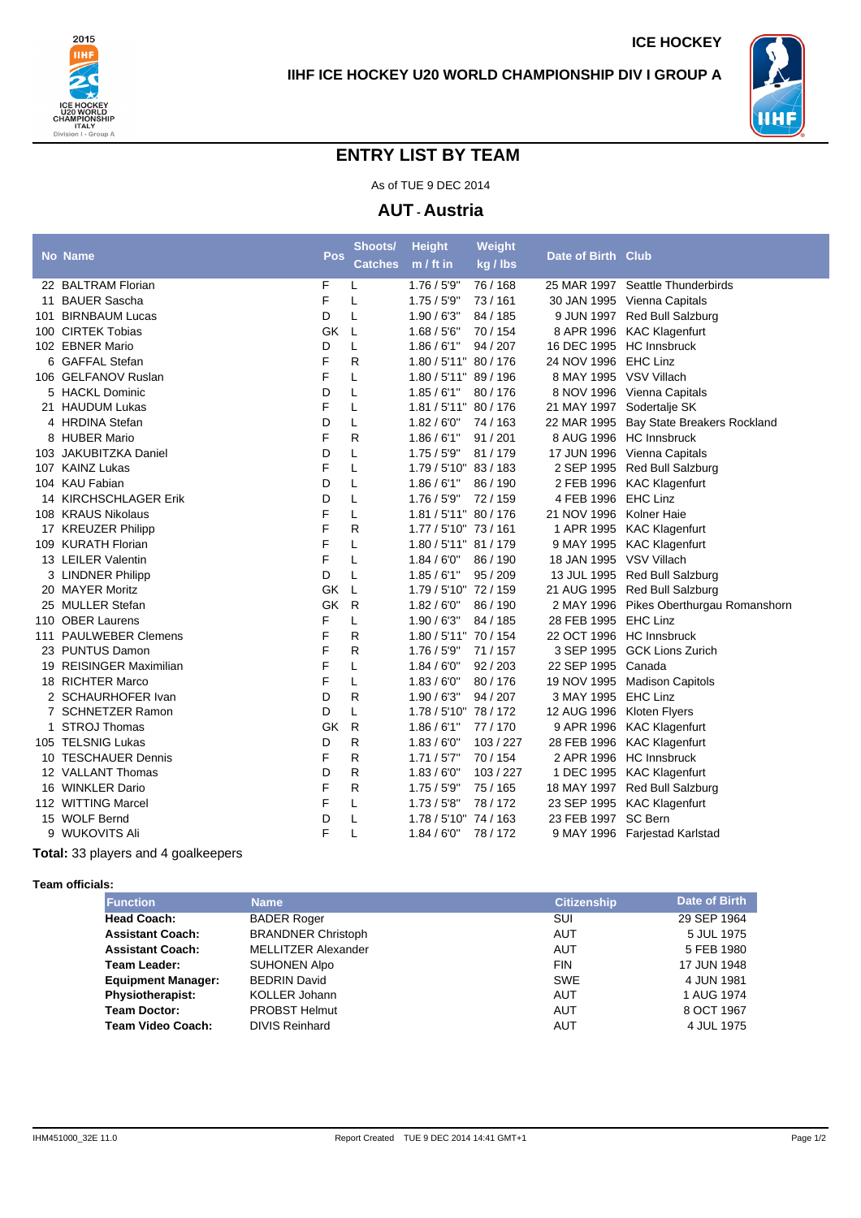ICE HOCKEY

IIHF ICE HOCKEY U20 WORLD CHAMPIONSHIP DIV I GROUP A

# ENTRY LIST BY TEAM

As of TUE 9 DEC 2014

## AUT - Austria

| No | Name | Pos | Shoots/ Catches | Height m / ft in | Weight kg / lbs | Date of Birth | Club |
|---|---|---|---|---|---|---|---|
| 22 | BALTRAM Florian | F | L | 1.76 / 5'9" | 76 / 168 | 25 MAR 1997 | Seattle Thunderbirds |
| 11 | BAUER Sascha | F | L | 1.75 / 5'9" | 73 / 161 | 30 JAN 1995 | Vienna Capitals |
| 101 | BIRNBAUM Lucas | D | L | 1.90 / 6'3" | 84 / 185 | 9 JUN 1997 | Red Bull Salzburg |
| 100 | CIRTEK Tobias | GK | L | 1.68 / 5'6" | 70 / 154 | 8 APR 1996 | KAC Klagenfurt |
| 102 | EBNER Mario | D | L | 1.86 / 6'1" | 94 / 207 | 16 DEC 1995 | HC Innsbruck |
| 6 | GAFFAL Stefan | F | R | 1.80 / 5'11" | 80 / 176 | 24 NOV 1996 | EHC Linz |
| 106 | GELFANOV Ruslan | F | L | 1.80 / 5'11" | 89 / 196 | 8 MAY 1995 | VSV Villach |
| 5 | HACKL Dominic | D | L | 1.85 / 6'1" | 80 / 176 | 8 NOV 1996 | Vienna Capitals |
| 21 | HAUDUM Lukas | F | L | 1.81 / 5'11" | 80 / 176 | 21 MAY 1997 | Sodertalje SK |
| 4 | HRDINA Stefan | D | L | 1.82 / 6'0" | 74 / 163 | 22 MAR 1995 | Bay State Breakers Rockland |
| 8 | HUBER Mario | F | R | 1.86 / 6'1" | 91 / 201 | 8 AUG 1996 | HC Innsbruck |
| 103 | JAKUBITZKA Daniel | D | L | 1.75 / 5'9" | 81 / 179 | 17 JUN 1996 | Vienna Capitals |
| 107 | KAINZ Lukas | F | L | 1.79 / 5'10" | 83 / 183 | 2 SEP 1995 | Red Bull Salzburg |
| 104 | KAU Fabian | D | L | 1.86 / 6'1" | 86 / 190 | 2 FEB 1996 | KAC Klagenfurt |
| 14 | KIRCHSCHLAGER Erik | D | L | 1.76 / 5'9" | 72 / 159 | 4 FEB 1996 | EHC Linz |
| 108 | KRAUS Nikolaus | F | L | 1.81 / 5'11" | 80 / 176 | 21 NOV 1996 | Kolner Haie |
| 17 | KREUZER Philipp | F | R | 1.77 / 5'10" | 73 / 161 | 1 APR 1995 | KAC Klagenfurt |
| 109 | KURATH Florian | F | L | 1.80 / 5'11" | 81 / 179 | 9 MAY 1995 | KAC Klagenfurt |
| 13 | LEILER Valentin | F | L | 1.84 / 6'0" | 86 / 190 | 18 JAN 1995 | VSV Villach |
| 3 | LINDNER Philipp | D | L | 1.85 / 6'1" | 95 / 209 | 13 JUL 1995 | Red Bull Salzburg |
| 20 | MAYER Moritz | GK | L | 1.79 / 5'10" | 72 / 159 | 21 AUG 1995 | Red Bull Salzburg |
| 25 | MULLER Stefan | GK | R | 1.82 / 6'0" | 86 / 190 | 2 MAY 1996 | Pikes Oberthurgau Romanshorn |
| 110 | OBER Laurens | F | L | 1.90 / 6'3" | 84 / 185 | 28 FEB 1995 | EHC Linz |
| 111 | PAULWEBER Clemens | F | R | 1.80 / 5'11" | 70 / 154 | 22 OCT 1996 | HC Innsbruck |
| 23 | PUNTUS Damon | F | R | 1.76 / 5'9" | 71 / 157 | 3 SEP 1995 | GCK Lions Zurich |
| 19 | REISINGER Maximilian | F | L | 1.84 / 6'0" | 92 / 203 | 22 SEP 1995 | Canada |
| 18 | RICHTER Marco | F | L | 1.83 / 6'0" | 80 / 176 | 19 NOV 1995 | Madison Capitols |
| 2 | SCHAURHOFER Ivan | D | R | 1.90 / 6'3" | 94 / 207 | 3 MAY 1995 | EHC Linz |
| 7 | SCHNETZER Ramon | D | L | 1.78 / 5'10" | 78 / 172 | 12 AUG 1996 | Kloten Flyers |
| 1 | STROJ Thomas | GK | R | 1.86 / 6'1" | 77 / 170 | 9 APR 1996 | KAC Klagenfurt |
| 105 | TELSNIG Lukas | D | R | 1.83 / 6'0" | 103 / 227 | 28 FEB 1996 | KAC Klagenfurt |
| 10 | TESCHAUER Dennis | F | R | 1.71 / 5'7" | 70 / 154 | 2 APR 1996 | HC Innsbruck |
| 12 | VALLANT Thomas | D | R | 1.83 / 6'0" | 103 / 227 | 1 DEC 1995 | KAC Klagenfurt |
| 16 | WINKLER Dario | F | R | 1.75 / 5'9" | 75 / 165 | 18 MAY 1997 | Red Bull Salzburg |
| 112 | WITTING Marcel | F | L | 1.73 / 5'8" | 78 / 172 | 23 SEP 1995 | KAC Klagenfurt |
| 15 | WOLF Bernd | D | L | 1.78 / 5'10" | 74 / 163 | 23 FEB 1997 | SC Bern |
| 9 | WUKOVITS Ali | F | L | 1.84 / 6'0" | 78 / 172 | 9 MAY 1996 | Farjestad Karlstad |

**Total:** 33 players and 4 goalkeepers

**Team officials:**

| Function | Name | Citizenship | Date of Birth |
|---|---|---|---|
| **Head Coach:** | BADER Roger | SUI | 29 SEP 1964 |
| **Assistant Coach:** | BRANDNER Christoph | AUT | 5 JUL 1975 |
| **Assistant Coach:** | MELLITZER Alexander | AUT | 5 FEB 1980 |
| **Team Leader:** | SUHONEN Alpo | FIN | 17 JUN 1948 |
| **Equipment Manager:** | BEDRIN David | SWE | 4 JUN 1981 |
| **Physiotherapist:** | KOLLER Johann | AUT | 1 AUG 1974 |
| **Team Doctor:** | PROBST Helmut | AUT | 8 OCT 1967 |
| **Team Video Coach:** | DIVIS Reinhard | AUT | 4 JUL 1975 |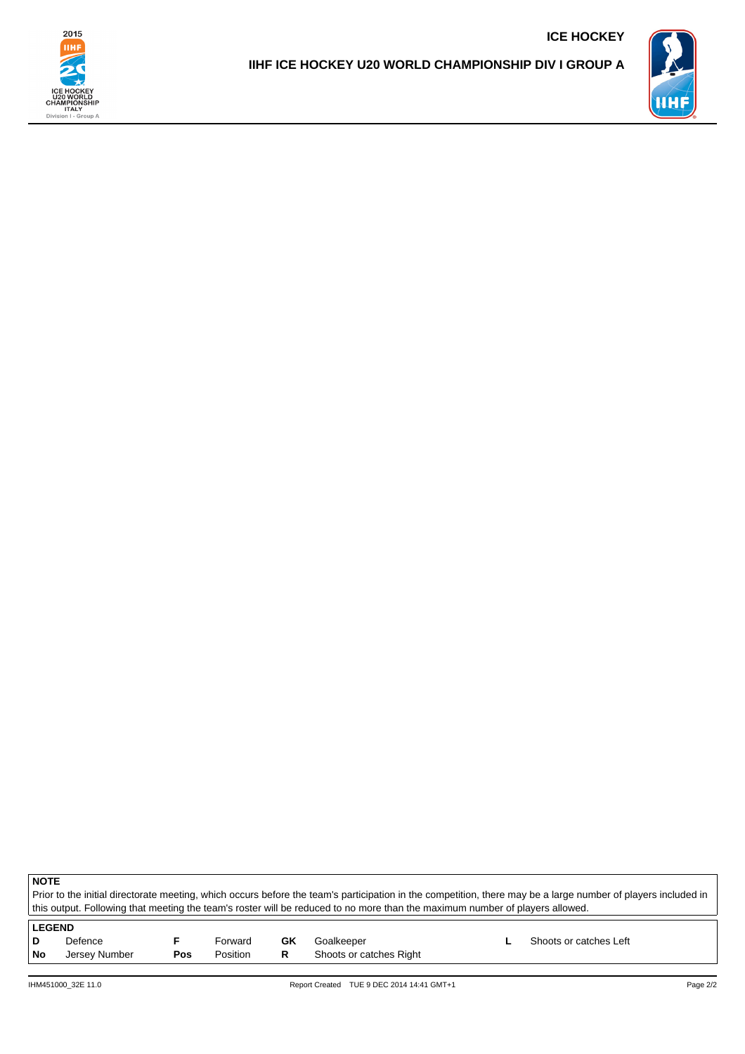**NOTE**

Prior to the initial directorate meeting, which occurs before the team's participation in the competition, there may be a large number of players included in this output. Following that meeting the team's roster will be reduced to no more than the maximum number of players allowed.

**LEGEND**

| | | | | | | | |
|---|---|---|---|---|---|---|---|
| **D** | Defence | **F** | Forward | **GK** | Goalkeeper | **L** | Shoots or catches Left |
| **No** | Jersey Number | **Pos** | Position | **R** | Shoots or catches Right | | |

IHM451000_32E 11.0 Report Created TUE 9 DEC 2014 14:41 GMT+1